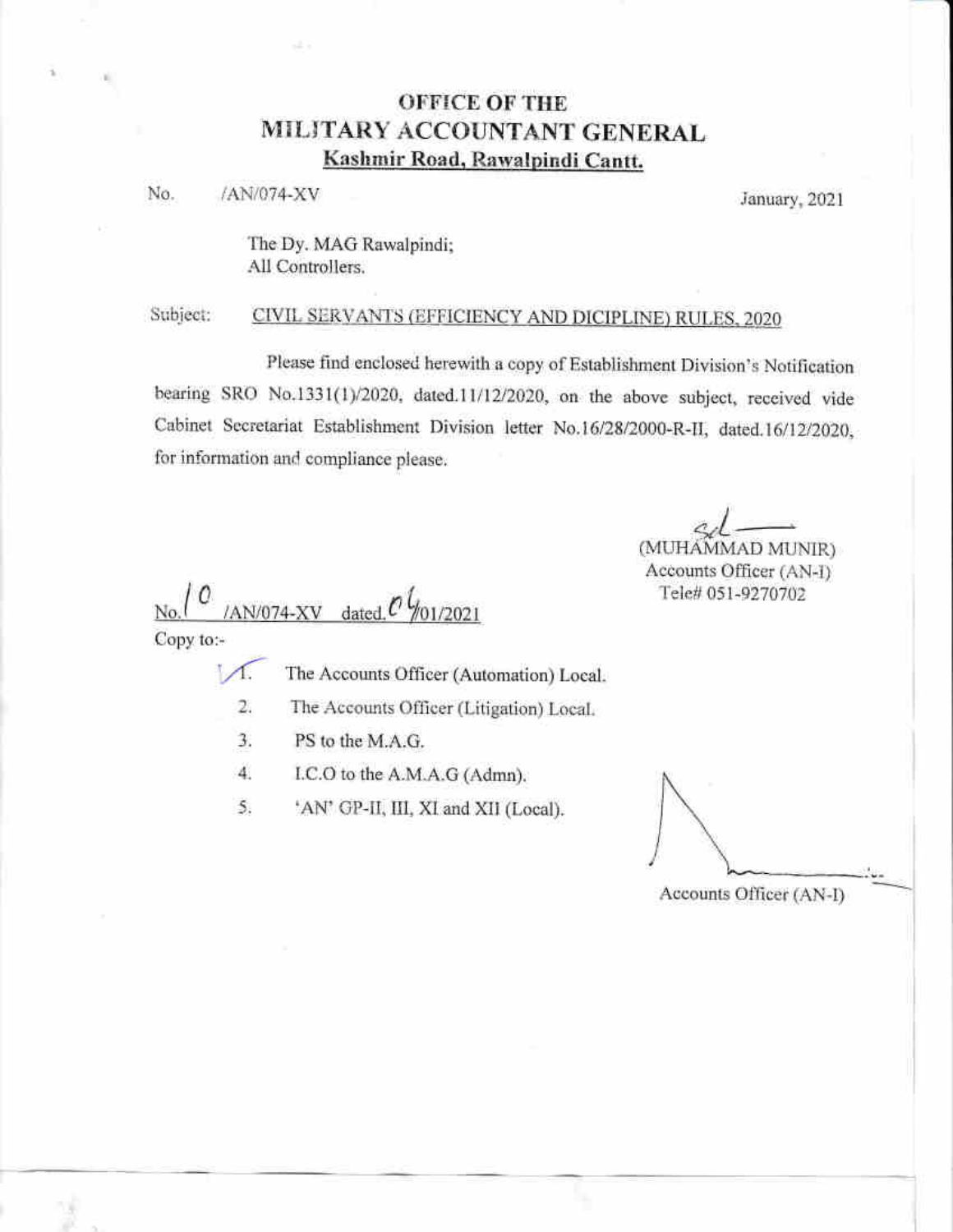# OFFICE OF THE
# MILITARY ACCOUNTANT GENERAL
## Kashmir Road, Rawalpindi Cantt.

No. /AN/074-XV January, 2021

The Dy. MAG Rawalpindi;
All Controllers.

Subject: CIVIL SERVANTS (EFFICIENCY AND DICIPLINE) RULES, 2020

Please find enclosed herewith a copy of Establishment Division's Notification bearing SRO No.1331(1)/2020, dated.11/12/2020, on the above subject, received vide Cabinet Secretariat Establishment Division letter No.16/28/2000-R-II, dated.16/12/2020, for information and compliance please.

sd
(MUHAMMAD MUNIR)
Accounts Officer (AN-I)
Tele# 051-9270702

No. 10 /AN/074-XV dated. 04/01/2021

Copy to:-

1. The Accounts Officer (Automation) Local.
2. The Accounts Officer (Litigation) Local.
3. PS to the M.A.G.
4. I.C.O to the A.M.A.G (Admn).
5. 'AN' GP-II, III, XI and XII (Local).

Accounts Officer (AN-I)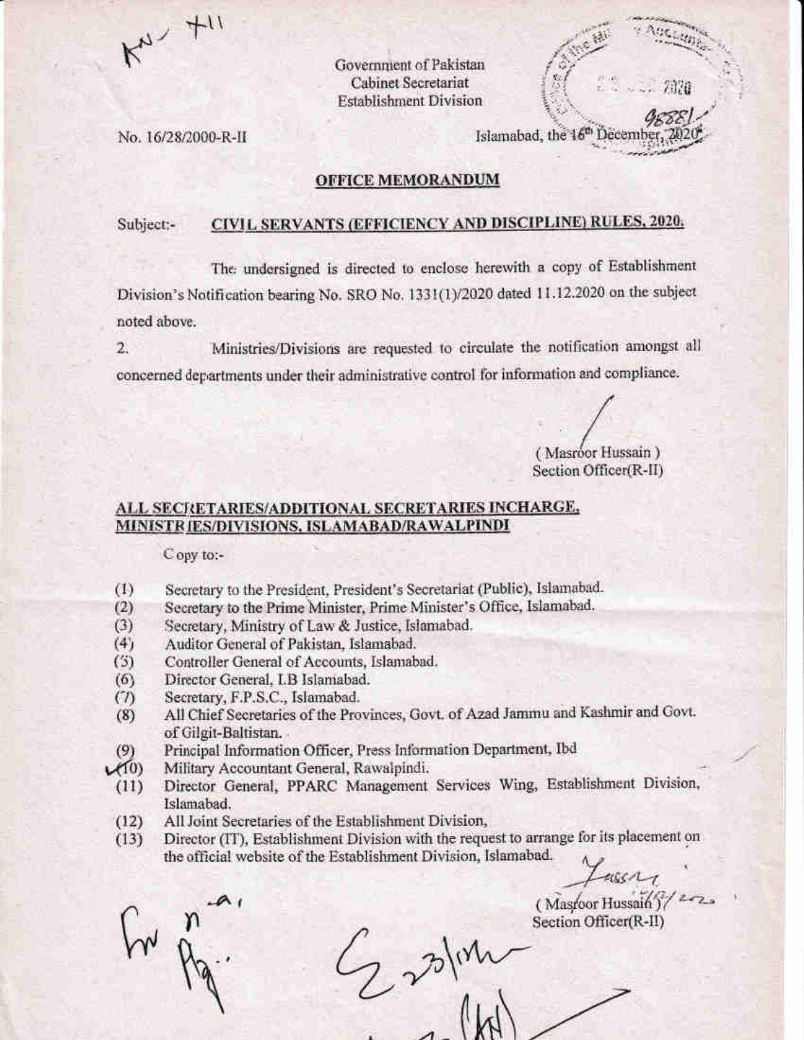Government of Pakistan
Cabinet Secretariat
Establishment Division

No. 16/28/2000-R-II

Islamabad, the 16th December, 2020

## OFFICE MEMORANDUM

Subject:- **CIVIL SERVANTS (EFFICIENCY AND DISCIPLINE) RULES, 2020.**

The undersigned is directed to enclose herewith a copy of Establishment Division's Notification bearing No. SRO No. 1331(1)/2020 dated 11.12.2020 on the subject noted above.

2. Ministries/Divisions are requested to circulate the notification amongst all concerned departments under their administrative control for information and compliance.

( Masroor Hussain )
Section Officer(R-II)

**ALL SECRETARIES/ADDITIONAL SECRETARIES INCHARGE, MINISTRIES/DIVISIONS, ISLAMABAD/RAWALPINDI**

Copy to:-

(1) Secretary to the President, President's Secretariat (Public), Islamabad.
(2) Secretary to the Prime Minister, Prime Minister's Office, Islamabad.
(3) Secretary, Ministry of Law & Justice, Islamabad.
(4) Auditor General of Pakistan, Islamabad.
(5) Controller General of Accounts, Islamabad.
(6) Director General, I.B Islamabad.
(7) Secretary, F.P.S.C., Islamabad.
(8) All Chief Secretaries of the Provinces, Govt. of Azad Jammu and Kashmir and Govt. of Gilgit-Baltistan.
(9) Principal Information Officer, Press Information Department, Ibd
(10) Military Accountant General, Rawalpindi.
(11) Director General, PPARC Management Services Wing, Establishment Division, Islamabad.
(12) All Joint Secretaries of the Establishment Division,
(13) Director (IT), Establishment Division with the request to arrange for its placement on the official website of the Establishment Division, Islamabad.

( Masroor Hussain )
Section Officer(R-II)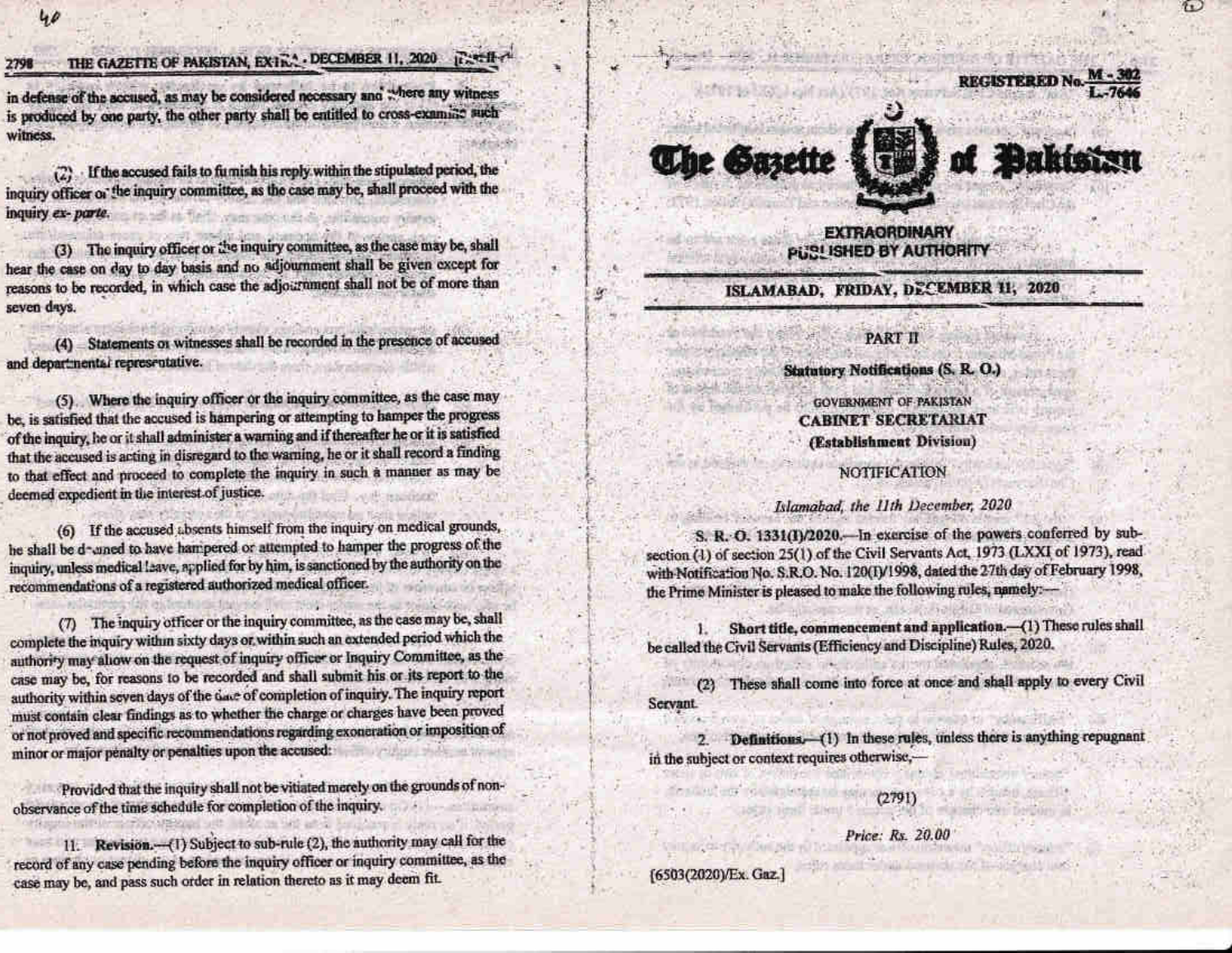in defense of the accused, as may be considered necessary and where any witness is produced by one party, the other party shall be entitled to cross-examine such witness.

(2) If the accused fails to furnish his reply within the stipulated period, the inquiry officer or the inquiry committee, as the case may be, shall proceed with the inquiry *ex-parte*.

(3) The inquiry officer or the inquiry committee, as the case may be, shall hear the case on day to day basis and no adjournment shall be given except for reasons to be recorded, in which case the adjournment shall not be of more than seven days.

(4) Statements of witnesses shall be recorded in the presence of accused and departmental representative.

(5) Where the inquiry officer or the inquiry committee, as the case may be, is satisfied that the accused is hampering or attempting to hamper the progress of the inquiry, he or it shall administer a warning and if thereafter he or it is satisfied that the accused is acting in disregard to the warning, he or it shall record a finding to that effect and proceed to complete the inquiry in such a manner as may be deemed expedient in the interest of justice.

(6) If the accused absents himself from the inquiry on medical grounds, he shall be deemed to have hampered or attempted to hamper the progress of the inquiry, unless medical leave, applied for by him, is sanctioned by the authority on the recommendations of a registered authorized medical officer.

(7) The inquiry officer or the inquiry committee, as the case may be, shall complete the inquiry within sixty days or within such an extended period which the authority may allow on the request of inquiry officer or Inquiry Committee, as the case may be, for reasons to be recorded and shall submit his or its report to the authority within seven days of the date of completion of inquiry. The inquiry report must contain clear findings as to whether the charge or charges have been proved or not proved and specific recommendations regarding exoneration or imposition of minor or major penalty or penalties upon the accused:

Provided that the inquiry shall not be vitiated merely on the grounds of non-observance of the time schedule for completion of the inquiry.

11. **Revision.**—(1) Subject to sub-rule (2), the authority may call for the record of any case pending before the inquiry officer or inquiry committee, as the case may be, and pass such order in relation thereto as it may deem fit.

REGISTERED No. M - 302 / L.-7646

# The Gazette of Pakistan

**EXTRAORDINARY**
**PUBLISHED BY AUTHORITY**

**ISLAMABAD, FRIDAY, DECEMBER 11, 2020**

**PART II**

**Statutory Notifications (S. R. O.)**

GOVERNMENT OF PAKISTAN
**CABINET SECRETARIAT**
**(Establishment Division)**

NOTIFICATION

*Islamabad, the 11th December, 2020*

**S. R. O. 1331(I)/2020.**—In exercise of the powers conferred by sub-section (1) of section 25(1) of the Civil Servants Act, 1973 (LXXI of 1973), read with Notification No. S.R.O. No. 120(I)/1998, dated the 27th day of February 1998, the Prime Minister is pleased to make the following rules, namely:—

1. **Short title, commencement and application.**—(1) These rules shall be called the Civil Servants (Efficiency and Discipline) Rules, 2020.

(2) These shall come into force at once and shall apply to every Civil Servant.

2. **Definitions.**—(1) In these rules, unless there is anything repugnant in the subject or context requires otherwise,—

(2791)

*Price: Rs. 20.00*

[6503(2020)/Ex. Gaz.]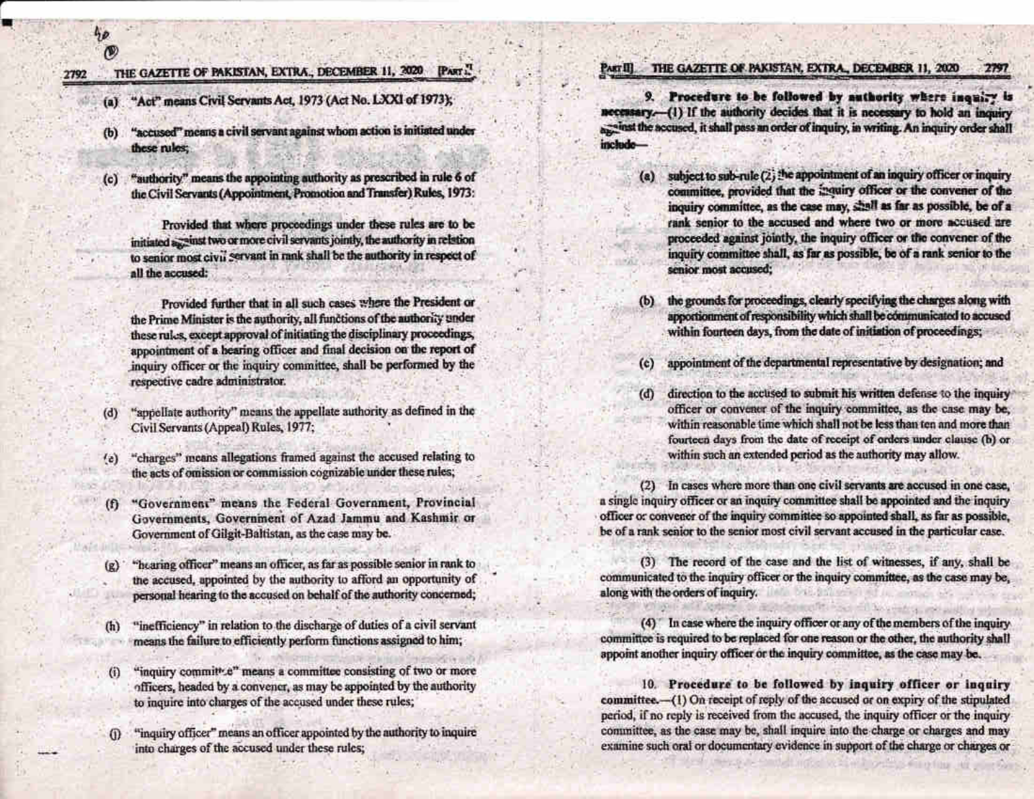(a) "Act" means Civil Servants Act, 1973 (Act No. LXXI of 1973);

(b) "accused" means a civil servant against whom action is initiated under these rules;

(c) "authority" means the appointing authority as prescribed in rule 6 of the Civil Servants (Appointment, Promotion and Transfer) Rules, 1973:

Provided that where proceedings under these rules are to be initiated against two or more civil servants jointly, the authority in relation to senior most civil servant in rank shall be the authority in respect of all the accused:

Provided further that in all such cases where the President or the Prime Minister is the authority, all functions of the authority under these rules, except approval of initiating the disciplinary proceedings, appointment of a hearing officer and final decision on the report of inquiry officer or the inquiry committee, shall be performed by the respective cadre administrator.

(d) "appellate authority" means the appellate authority as defined in the Civil Servants (Appeal) Rules, 1977;

(e) "charges" means allegations framed against the accused relating to the acts of omission or commission cognizable under these rules;

(f) "Government" means the Federal Government, Provincial Governments, Government of Azad Jammu and Kashmir or Government of Gilgit-Baltistan, as the case may be.

(g) "hearing officer" means an officer, as far as possible senior in rank to the accused, appointed by the authority to afford an opportunity of personal hearing to the accused on behalf of the authority concerned;

(h) "inefficiency" in relation to the discharge of duties of a civil servant means the failure to efficiently perform functions assigned to him;

(i) "inquiry committee" means a committee consisting of two or more officers, headed by a convener, as may be appointed by the authority to inquire into charges of the accused under these rules;

(j) "inquiry officer" means an officer appointed by the authority to inquire into charges of the accused under these rules;

**9. Procedure to be followed by authority where inquiry is necessary.**—(1) If the authority decides that it is necessary to hold an inquiry against the accused, it shall pass an order of inquiry, in writing. An inquiry order shall include—

(a) subject to sub-rule (2) the appointment of an inquiry officer or inquiry committee, provided that the inquiry officer or the convener of the inquiry committee, as the case may, shall as far as possible, be of a rank senior to the accused and where two or more accused are proceeded against jointly, the inquiry officer or the convener of the inquiry committee shall, as far as possible, be of a rank senior to the senior most accused;

(b) the grounds for proceedings, clearly specifying the charges along with apportionment of responsibility which shall be communicated to accused within fourteen days, from the date of initiation of proceedings;

(c) appointment of the departmental representative by designation; and

(d) direction to the accused to submit his written defense to the inquiry officer or convener of the inquiry committee, as the case may be, within reasonable time which shall not be less than ten and more than fourteen days from the date of receipt of orders under clause (b) or within such an extended period as the authority may allow.

(2) In cases where more than one civil servants are accused in one case, a single inquiry officer or an inquiry committee shall be appointed and the inquiry officer or convener of the inquiry committee so appointed shall, as far as possible, be of a rank senior to the senior most civil servant accused in the particular case.

(3) The record of the case and the list of witnesses, if any, shall be communicated to the inquiry officer or the inquiry committee, as the case may be, along with the orders of inquiry.

(4) In case where the inquiry officer or any of the members of the inquiry committee is required to be replaced for one reason or the other, the authority shall appoint another inquiry officer or the inquiry committee, as the case may be.

**10. Procedure to be followed by inquiry officer or inquiry committee.**—(1) On receipt of reply of the accused or on expiry of the stipulated period, if no reply is received from the accused, the inquiry officer or the inquiry committee, as the case may be, shall inquire into the charge or charges and may examine such oral or documentary evidence in support of the charge or charges or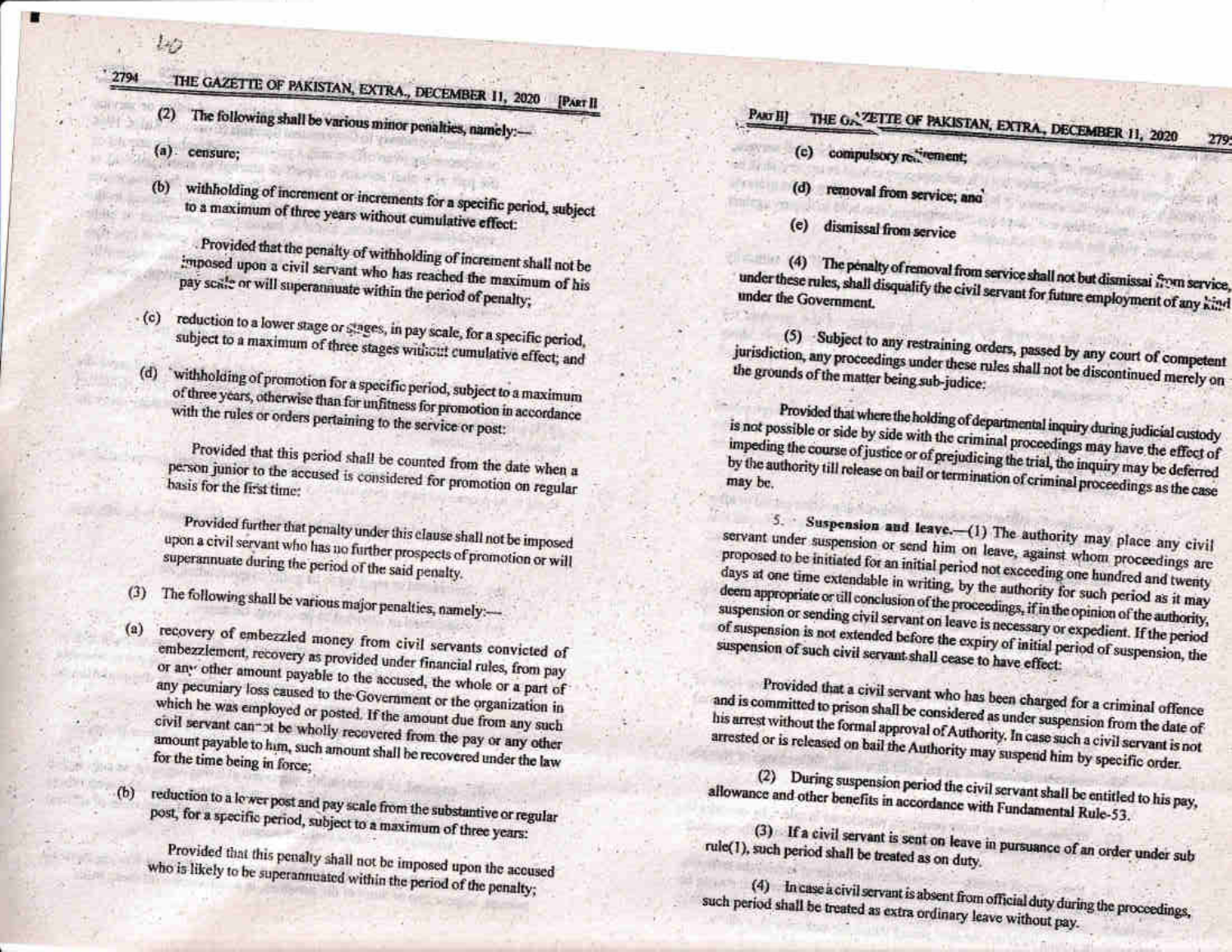(2) The following shall be various minor penalties, namely:—

(a) censure;

(b) withholding of increment or increments for a specific period, subject to a maximum of three years without cumulative effect:

Provided that the penalty of withholding of increment shall not be imposed upon a civil servant who has reached the maximum of his pay scale or will superannuate within the period of penalty;

(c) reduction to a lower stage or stages, in pay scale, for a specific period, subject to a maximum of three stages without cumulative effect; and

(d) withholding of promotion for a specific period, subject to a maximum of three years, otherwise than for unfitness for promotion in accordance with the rules or orders pertaining to the service or post:

Provided that this period shall be counted from the date when a person junior to the accused is considered for promotion on regular basis for the first time:

Provided further that penalty under this clause shall not be imposed upon a civil servant who has no further prospects of promotion or will superannuate during the period of the said penalty.

(3) The following shall be various major penalties, namely:—

(a) recovery of embezzled money from civil servants convicted of embezzlement, recovery as provided under financial rules, from pay or any other amount payable to the accused, the whole or a part of any pecuniary loss caused to the Government or the organization in which he was employed or posted. If the amount due from any such civil servant cannot be wholly recovered from the pay or any other amount payable to him, such amount shall be recovered under the law for the time being in force;

(b) reduction to a lower post and pay scale from the substantive or regular post, for a specific period, subject to a maximum of three years:

Provided that this penalty shall not be imposed upon the accused who is likely to be superannuated within the period of the penalty;

(c) compulsory retirement;

(d) removal from service; and

(e) dismissal from service

(4) The penalty of removal from service shall not but dismissal from service, under these rules, shall disqualify the civil servant for future employment of any kind under the Government.

(5) Subject to any restraining orders, passed by any court of competent jurisdiction, any proceedings under these rules shall not be discontinued merely on the grounds of the matter being sub-judice:

Provided that where the holding of departmental inquiry during judicial custody is not possible or side by side with the criminal proceedings may have the effect of impeding the course of justice or of prejudicing the trial, the inquiry may be deferred by the authority till release on bail or termination of criminal proceedings as the case may be.

5. **Suspension and leave.**—(1) The authority may place any civil servant under suspension or send him on leave, against whom proceedings are proposed to be initiated for an initial period not exceeding one hundred and twenty days at one time extendable in writing, by the authority for such period as it may deem appropriate or till conclusion of the proceedings, if in the opinion of the authority, suspension or sending civil servant on leave is necessary or expedient. If the period of suspension is not extended before the expiry of initial period of suspension, the suspension of such civil servant shall cease to have effect:

Provided that a civil servant who has been charged for a criminal offence and is committed to prison shall be considered as under suspension from the date of his arrest without the formal approval of Authority. In case such a civil servant is not arrested or is released on bail the Authority may suspend him by specific order.

(2) During suspension period the civil servant shall be entitled to his pay, allowance and other benefits in accordance with Fundamental Rule-53.

(3) If a civil servant is sent on leave in pursuance of an order under sub rule(1), such period shall be treated as on duty.

(4) In case a civil servant is absent from official duty during the proceedings, such period shall be treated as extra ordinary leave without pay.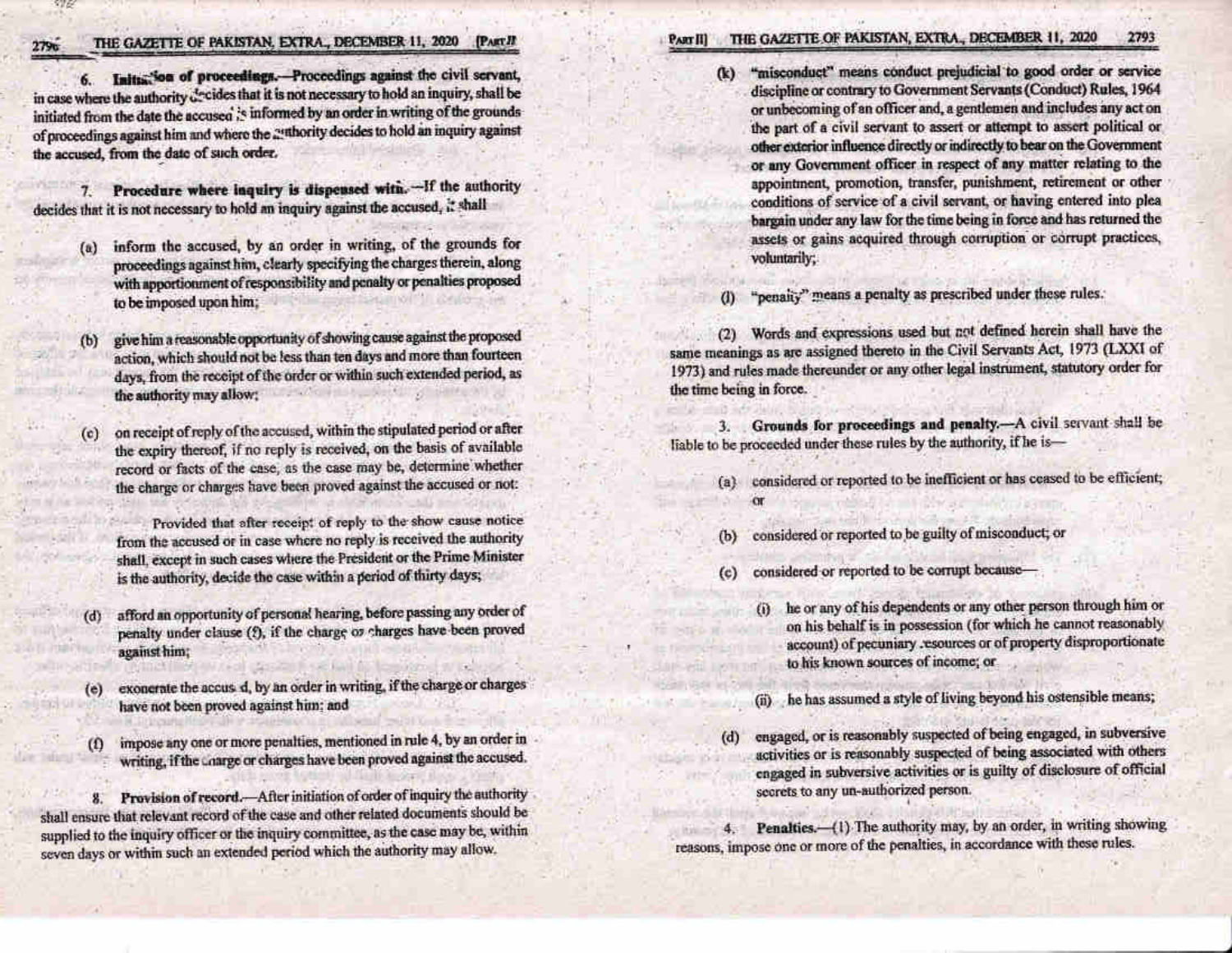6. **Initiation of proceedings.**—Proceedings against the civil servant, in case where the authority decides that it is not necessary to hold an inquiry, shall be initiated from the date the accused is informed by an order in writing of the grounds of proceedings against him and where the authority decides to hold an inquiry against the accused, from the date of such order.

7. **Procedure where inquiry is dispensed with.**—If the authority decides that it is not necessary to hold an inquiry against the accused, it shall

(a) inform the accused, by an order in writing, of the grounds for proceedings against him, clearly specifying the charges therein, along with apportionment of responsibility and penalty or penalties proposed to be imposed upon him;

(b) give him a reasonable opportunity of showing cause against the proposed action, which should not be less than ten days and more than fourteen days, from the receipt of the order or within such extended period, as the authority may allow;

(c) on receipt of reply of the accused, within the stipulated period or after the expiry thereof, if no reply is received, on the basis of available record or facts of the case, as the case may be, determine whether the charge or charges have been proved against the accused or not:

Provided that after receipt of reply to the show cause notice from the accused or in case where no reply is received the authority shall, except in such cases where the President or the Prime Minister is the authority, decide the case within a period of thirty days;

(d) afford an opportunity of personal hearing, before passing any order of penalty under clause (f), if the charge or charges have been proved against him;

(e) exonerate the accused, by an order in writing, if the charge or charges have not been proved against him; and

(f) impose any one or more penalties, mentioned in rule 4, by an order in writing, if the charge or charges have been proved against the accused.

8. **Provision of record.**—After initiation of order of inquiry the authority shall ensure that relevant record of the case and other related documents should be supplied to the inquiry officer or the inquiry committee, as the case may be, within seven days or within such an extended period which the authority may allow.

(k) "misconduct" means conduct prejudicial to good order or service discipline or contrary to Government Servants (Conduct) Rules, 1964 or unbecoming of an officer and, a gentlemen and includes any act on the part of a civil servant to assert or attempt to assert political or other exterior influence directly or indirectly to bear on the Government or any Government officer in respect of any matter relating to the appointment, promotion, transfer, punishment, retirement or other conditions of service of a civil servant, or having entered into plea bargain under any law for the time being in force and has returned the assets or gains acquired through corruption or corrupt practices, voluntarily;

(l) "penalty" means a penalty as prescribed under these rules.

(2) Words and expressions used but not defined herein shall have the same meanings as are assigned thereto in the Civil Servants Act, 1973 (LXXI of 1973) and rules made thereunder or any other legal instrument, statutory order for the time being in force.

3. **Grounds for proceedings and penalty.**—A civil servant shall be liable to be proceeded under these rules by the authority, if he is—

(a) considered or reported to be inefficient or has ceased to be efficient; or

(b) considered or reported to be guilty of misconduct; or

(c) considered or reported to be corrupt because—

(i) he or any of his dependents or any other person through him or on his behalf is in possession (for which he cannot reasonably account) of pecuniary resources or of property disproportionate to his known sources of income; or

(ii) he has assumed a style of living beyond his ostensible means;

(d) engaged, or is reasonably suspected of being engaged, in subversive activities or is reasonably suspected of being associated with others engaged in subversive activities or is guilty of disclosure of official secrets to any un-authorized person.

4. **Penalties.**—(1) The authority may, by an order, in writing showing reasons, impose one or more of the penalties, in accordance with these rules.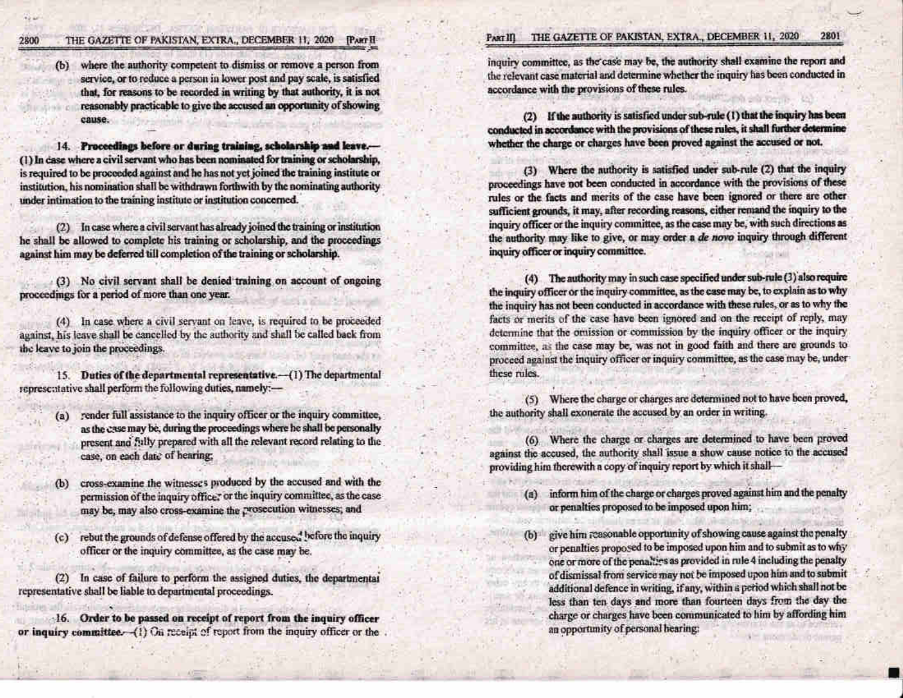(b) where the authority competent to dismiss or remove a person from service, or to reduce a person in lower post and pay scale, is satisfied that, for reasons to be recorded in writing by that authority, it is not reasonably practicable to give the accused an opportunity of showing cause.

**14. Proceedings before or during training, scholarship and leave.—** (1) In case where a civil servant who has been nominated for training or scholarship, is required to be proceeded against and he has not yet joined the training institute or institution, his nomination shall be withdrawn forthwith by the nominating authority under intimation to the training institute or institution concerned.

(2) In case where a civil servant has already joined the training or institution he shall be allowed to complete his training or scholarship, and the proceedings against him may be deferred till completion of the training or scholarship.

(3) No civil servant shall be denied training on account of ongoing proceedings for a period of more than one year.

(4) In case where a civil servant on leave, is required to be proceeded against, his leave shall be cancelled by the authority and shall be called back from the leave to join the proceedings.

**15. Duties of the departmental representative.—**(1) The departmental representative shall perform the following duties, namely:—

(a) render full assistance to the inquiry officer or the inquiry committee, as the case may be, during the proceedings where he shall be personally present and fully prepared with all the relevant record relating to the case, on each date of hearing;

(b) cross-examine the witnesses produced by the accused and with the permission of the inquiry officer or the inquiry committee, as the case may be, may also cross-examine the prosecution witnesses; and

(c) rebut the grounds of defense offered by the accused before the inquiry officer or the inquiry committee, as the case may be.

(2) In case of failure to perform the assigned duties, the departmental representative shall be liable to departmental proceedings.

**16. Order to be passed on receipt of report from the inquiry officer or inquiry committee.—**(1) On receipt of report from the inquiry officer or the inquiry committee, as the case may be, the authority shall examine the report and the relevant case material and determine whether the inquiry has been conducted in accordance with the provisions of these rules.

(2) If the authority is satisfied under sub-rule (1) that the inquiry has been conducted in accordance with the provisions of these rules, it shall further determine whether the charge or charges have been proved against the accused or not.

(3) Where the authority is satisfied under sub-rule (2) that the inquiry proceedings have not been conducted in accordance with the provisions of these rules or the facts and merits of the case have been ignored or there are other sufficient grounds, it may, after recording reasons, either remand the inquiry to the inquiry officer or the inquiry committee, as the case may be, with such directions as the authority may like to give, or may order a *de novo* inquiry through different inquiry officer or inquiry committee.

(4) The authority may in such case specified under sub-rule (3) also require the inquiry officer or the inquiry committee, as the case may be, to explain as to why the inquiry has not been conducted in accordance with these rules, or as to why the facts or merits of the case have been ignored and on the receipt of reply, may determine that the omission or commission by the inquiry officer or the inquiry committee, as the case may be, was not in good faith and there are grounds to proceed against the inquiry officer or inquiry committee, as the case may be, under these rules.

(5) Where the charge or charges are determined not to have been proved, the authority shall exonerate the accused by an order in writing.

(6) Where the charge or charges are determined to have been proved against the accused, the authority shall issue a show cause notice to the accused providing him therewith a copy of inquiry report by which it shall—

(a) inform him of the charge or charges proved against him and the penalty or penalties proposed to be imposed upon him;

(b) give him reasonable opportunity of showing cause against the penalty or penalties proposed to be imposed upon him and to submit as to why one or more of the penalties as provided in rule 4 including the penalty of dismissal from service may not be imposed upon him and to submit additional defence in writing, if any, within a period which shall not be less than ten days and more than fourteen days from the day the charge or charges have been communicated to him by affording him an opportunity of personal hearing;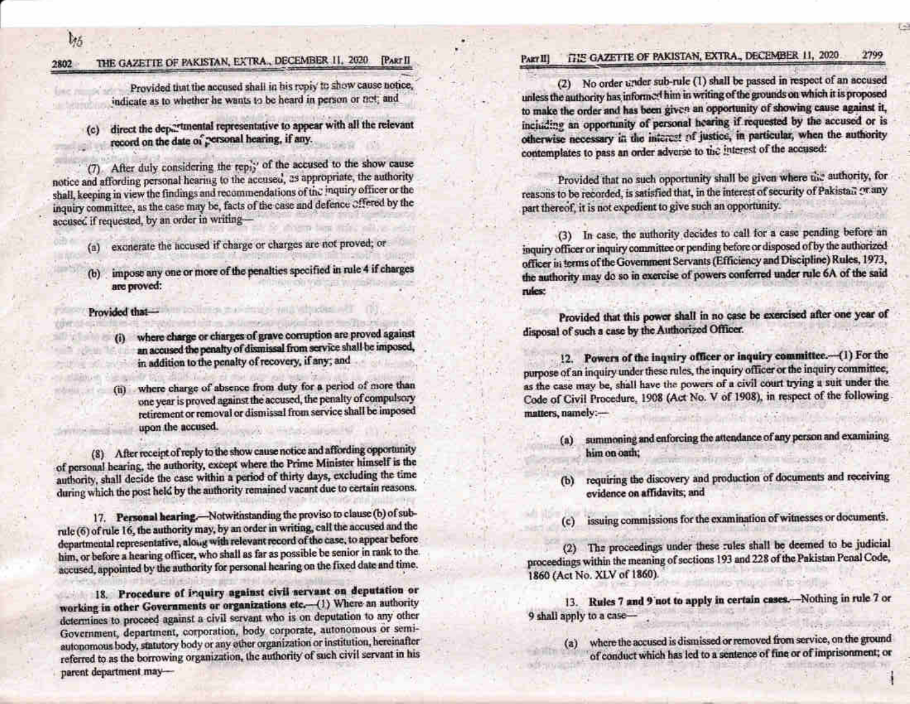Provided that the accused shall in his reply to show cause notice, indicate as to whether he wants to be heard in person or not; and

(c) direct the departmental representative to appear with all the relevant record on the date of personal hearing, if any.

(7) After duly considering the reply of the accused to the show cause notice and affording personal hearing to the accused, as appropriate, the authority shall, keeping in view the findings and recommendations of the inquiry officer or the inquiry committee, as the case may be, facts of the case and defence offered by the accused if requested, by an order in writing—

(a) exonerate the accused if charge or charges are not proved; or

(b) impose any one or more of the penalties specified in rule 4 if charges are proved:

Provided that—

(i) where charge or charges of grave corruption are proved against an accused the penalty of dismissal from service shall be imposed, in addition to the penalty of recovery, if any; and

(ii) where charge of absence from duty for a period of more than one year is proved against the accused, the penalty of compulsory retirement or removal or dismissal from service shall be imposed upon the accused.

(8) After receipt of reply to the show cause notice and affording opportunity of personal hearing, the authority, except where the Prime Minister himself is the authority, shall decide the case within a period of thirty days, excluding the time during which the post held by the authority remained vacant due to certain reasons.

17. **Personal hearing.**—Notwithstanding the proviso to clause (b) of sub-rule (6) of rule 16, the authority may, by an order in writing, call the accused and the departmental representative, along with relevant record of the case, to appear before him, or before a hearing officer, who shall as far as possible be senior in rank to the accused, appointed by the authority for personal hearing on the fixed date and time.

18. **Procedure of inquiry against civil servant on deputation or working in other Governments or organizations etc.**—(1) Where an authority determines to proceed against a civil servant who is on deputation to any other Government, department, corporation, body corporate, autonomous or semi-autonomous body, statutory body or any other organization or institution, hereinafter referred to as the borrowing organization, the authority of such civil servant in his parent department may—

(2) No order under sub-rule (1) shall be passed in respect of an accused unless the authority has informed him in writing of the grounds on which it is proposed to make the order and has been given an opportunity of showing cause against it, including an opportunity of personal hearing if requested by the accused or is otherwise necessary in the interest of justice, in particular, when the authority contemplates to pass an order adverse to the interest of the accused:

Provided that no such opportunity shall be given where the authority, for reasons to be recorded, is satisfied that, in the interest of security of Pakistan or any part thereof, it is not expedient to give such an opportunity.

(3) In case, the authority decides to call for a case pending before an inquiry officer or inquiry committee or pending before or disposed of by the authorized officer in terms of the Government Servants (Efficiency and Discipline) Rules, 1973, the authority may do so in exercise of powers conferred under rule 6A of the said rules:

Provided that this power shall in no case be exercised after one year of disposal of such a case by the Authorized Officer.

12. **Powers of the inquiry officer or inquiry committee.**—(1) For the purpose of an inquiry under these rules, the inquiry officer or the inquiry committee, as the case may be, shall have the powers of a civil court trying a suit under the Code of Civil Procedure, 1908 (Act No. V of 1908), in respect of the following matters, namely:—

(a) summoning and enforcing the attendance of any person and examining him on oath;

(b) requiring the discovery and production of documents and receiving evidence on affidavits; and

(c) issuing commissions for the examination of witnesses or documents.

(2) The proceedings under these rules shall be deemed to be judicial proceedings within the meaning of sections 193 and 228 of the Pakistan Penal Code, 1860 (Act No. XLV of 1860).

13. **Rules 7 and 9 not to apply in certain cases.**—Nothing in rule 7 or 9 shall apply to a case—

(a) where the accused is dismissed or removed from service, on the ground of conduct which has led to a sentence of fine or of imprisonment; or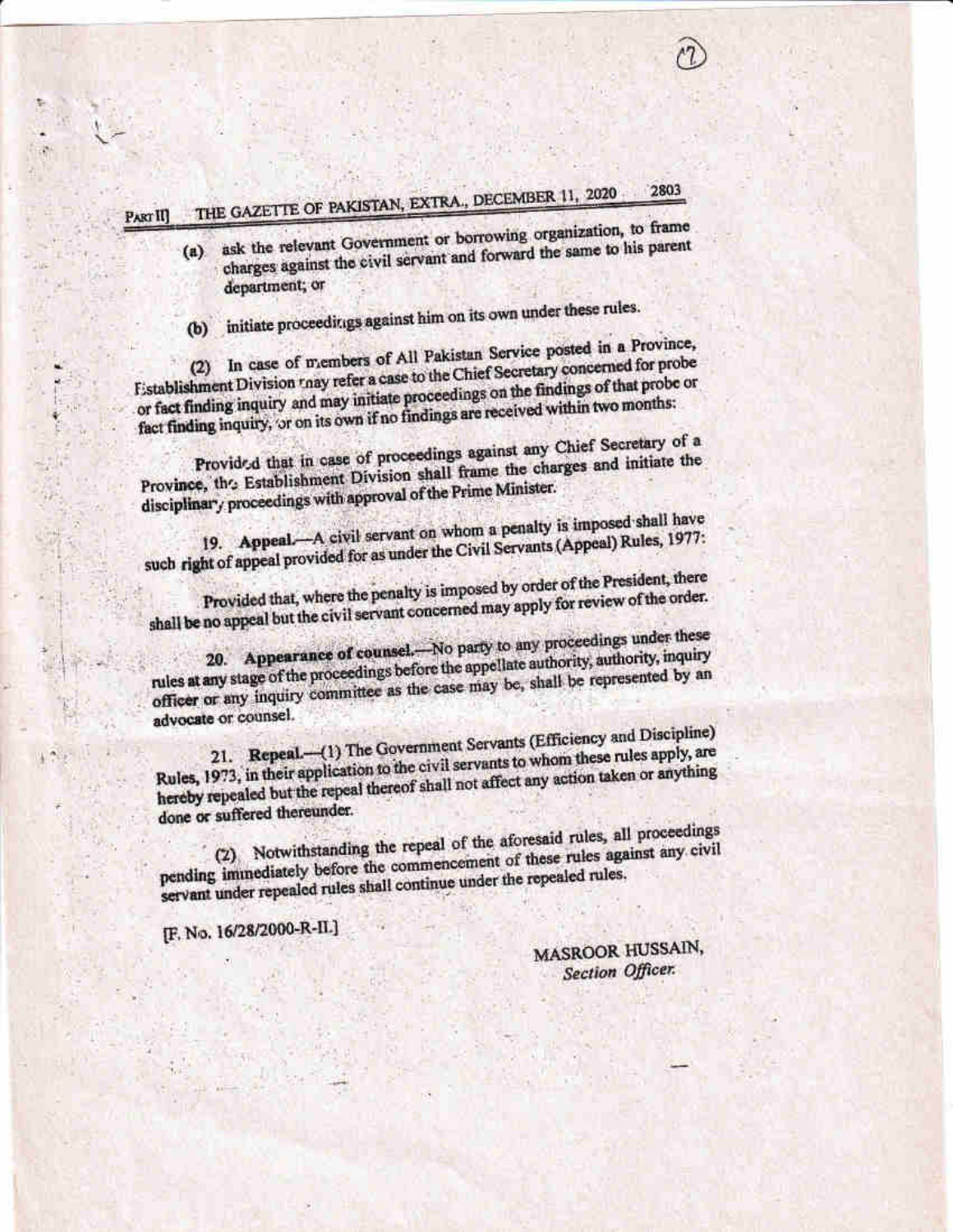(a) ask the relevant Government or borrowing organization, to frame charges against the civil servant and forward the same to his parent department; or

(b) initiate proceedings against him on its own under these rules.

(2) In case of members of All Pakistan Service posted in a Province, Establishment Division may refer a case to the Chief Secretary concerned for probe or fact finding inquiry and may initiate proceedings on the findings of that probe or fact finding inquiry, or on its own if no findings are received within two months:

Provided that in case of proceedings against any Chief Secretary of a Province, the Establishment Division shall frame the charges and initiate the disciplinary proceedings with approval of the Prime Minister.

19. **Appeal.**—A civil servant on whom a penalty is imposed shall have such right of appeal provided for as under the Civil Servants (Appeal) Rules, 1977:

Provided that, where the penalty is imposed by order of the President, there shall be no appeal but the civil servant concerned may apply for review of the order.

20. **Appearance of counsel.**—No party to any proceedings under these rules at any stage of the proceedings before the appellate authority, authority, inquiry officer or any inquiry committee as the case may be, shall be represented by an advocate or counsel.

21. **Repeal.**—(1) The Government Servants (Efficiency and Discipline) Rules, 1973, in their application to the civil servants to whom these rules apply, are hereby repealed but the repeal thereof shall not affect any action taken or anything done or suffered thereunder.

(2) Notwithstanding the repeal of the aforesaid rules, all proceedings pending immediately before the commencement of these rules against any civil servant under repealed rules shall continue under the repealed rules.

[F. No. 16/28/2000-R-II.]

MASROOR HUSSAIN,
*Section Officer.*